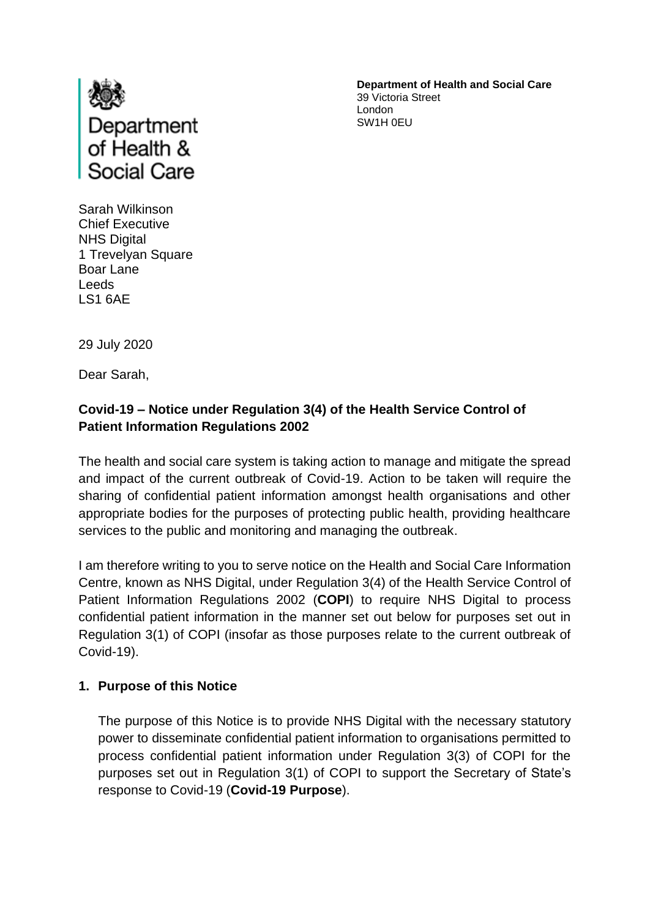Department of Health & Social Care

**Department of Health and Social Care**
39 Victoria Street
London
SW1H 0EU

Sarah Wilkinson
Chief Executive
NHS Digital
1 Trevelyan Square
Boar Lane
Leeds
LS1 6AE

29 July 2020

Dear Sarah,

**Covid-19 – Notice under Regulation 3(4) of the Health Service Control of Patient Information Regulations 2002**

The health and social care system is taking action to manage and mitigate the spread and impact of the current outbreak of Covid-19. Action to be taken will require the sharing of confidential patient information amongst health organisations and other appropriate bodies for the purposes of protecting public health, providing healthcare services to the public and monitoring and managing the outbreak.

I am therefore writing to you to serve notice on the Health and Social Care Information Centre, known as NHS Digital, under Regulation 3(4) of the Health Service Control of Patient Information Regulations 2002 (**COPI**) to require NHS Digital to process confidential patient information in the manner set out below for purposes set out in Regulation 3(1) of COPI (insofar as those purposes relate to the current outbreak of Covid-19).

## 1. Purpose of this Notice

The purpose of this Notice is to provide NHS Digital with the necessary statutory power to disseminate confidential patient information to organisations permitted to process confidential patient information under Regulation 3(3) of COPI for the purposes set out in Regulation 3(1) of COPI to support the Secretary of State's response to Covid-19 (**Covid-19 Purpose**).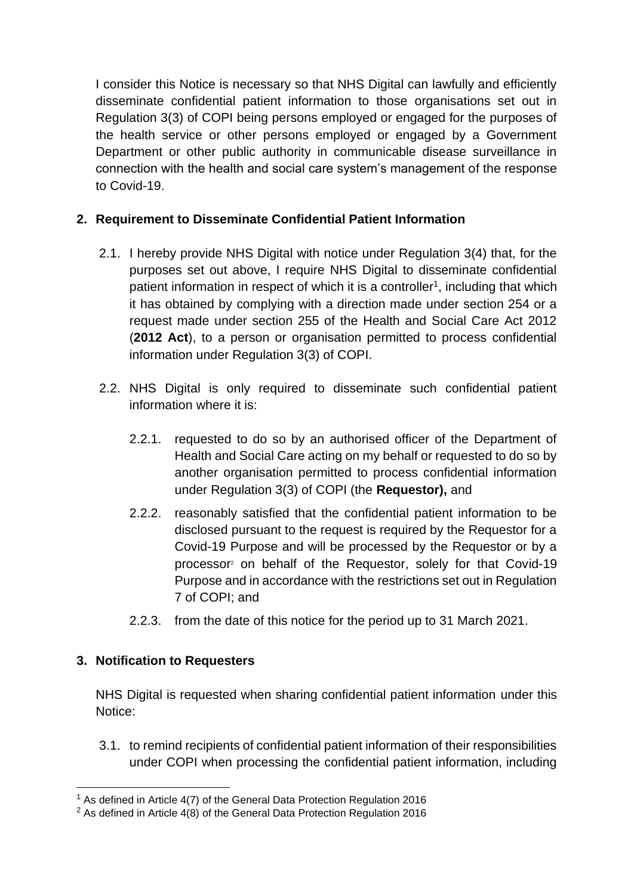I consider this Notice is necessary so that NHS Digital can lawfully and efficiently disseminate confidential patient information to those organisations set out in Regulation 3(3) of COPI being persons employed or engaged for the purposes of the health service or other persons employed or engaged by a Government Department or other public authority in communicable disease surveillance in connection with the health and social care system's management of the response to Covid-19.

## 2. Requirement to Disseminate Confidential Patient Information

2.1. I hereby provide NHS Digital with notice under Regulation 3(4) that, for the purposes set out above, I require NHS Digital to disseminate confidential patient information in respect of which it is a controller[1], including that which it has obtained by complying with a direction made under section 254 or a request made under section 255 of the Health and Social Care Act 2012 (**2012 Act**), to a person or organisation permitted to process confidential information under Regulation 3(3) of COPI.

2.2. NHS Digital is only required to disseminate such confidential patient information where it is:

2.2.1. requested to do so by an authorised officer of the Department of Health and Social Care acting on my behalf or requested to do so by another organisation permitted to process confidential information under Regulation 3(3) of COPI (the **Requestor),** and

2.2.2. reasonably satisfied that the confidential patient information to be disclosed pursuant to the request is required by the Requestor for a Covid-19 Purpose and will be processed by the Requestor or by a processor[2] on behalf of the Requestor, solely for that Covid-19 Purpose and in accordance with the restrictions set out in Regulation 7 of COPI; and

2.2.3. from the date of this notice for the period up to 31 March 2021.

## 3. Notification to Requesters

NHS Digital is requested when sharing confidential patient information under this Notice:

3.1. to remind recipients of confidential patient information of their responsibilities under COPI when processing the confidential patient information, including

---

[1] As defined in Article 4(7) of the General Data Protection Regulation 2016

[2] As defined in Article 4(8) of the General Data Protection Regulation 2016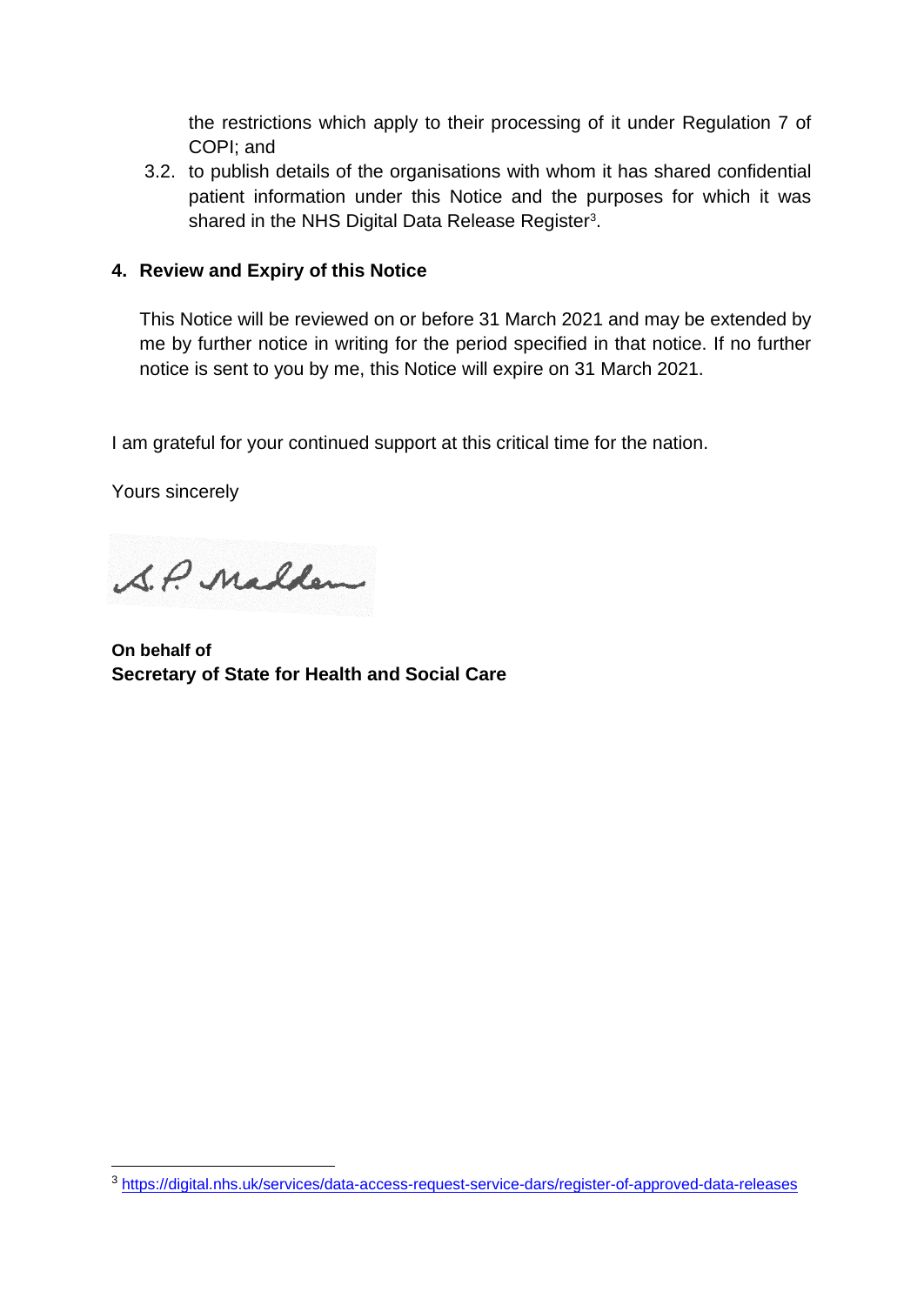the restrictions which apply to their processing of it under Regulation 7 of COPI; and

3.2. to publish details of the organisations with whom it has shared confidential patient information under this Notice and the purposes for which it was shared in the NHS Digital Data Release Register[3].

**4. Review and Expiry of this Notice**

This Notice will be reviewed on or before 31 March 2021 and may be extended by me by further notice in writing for the period specified in that notice. If no further notice is sent to you by me, this Notice will expire on 31 March 2021.

I am grateful for your continued support at this critical time for the nation.

Yours sincerely

S.P. Madden

**On behalf of**
**Secretary of State for Health and Social Care**

[3] https://digital.nhs.uk/services/data-access-request-service-dars/register-of-approved-data-releases